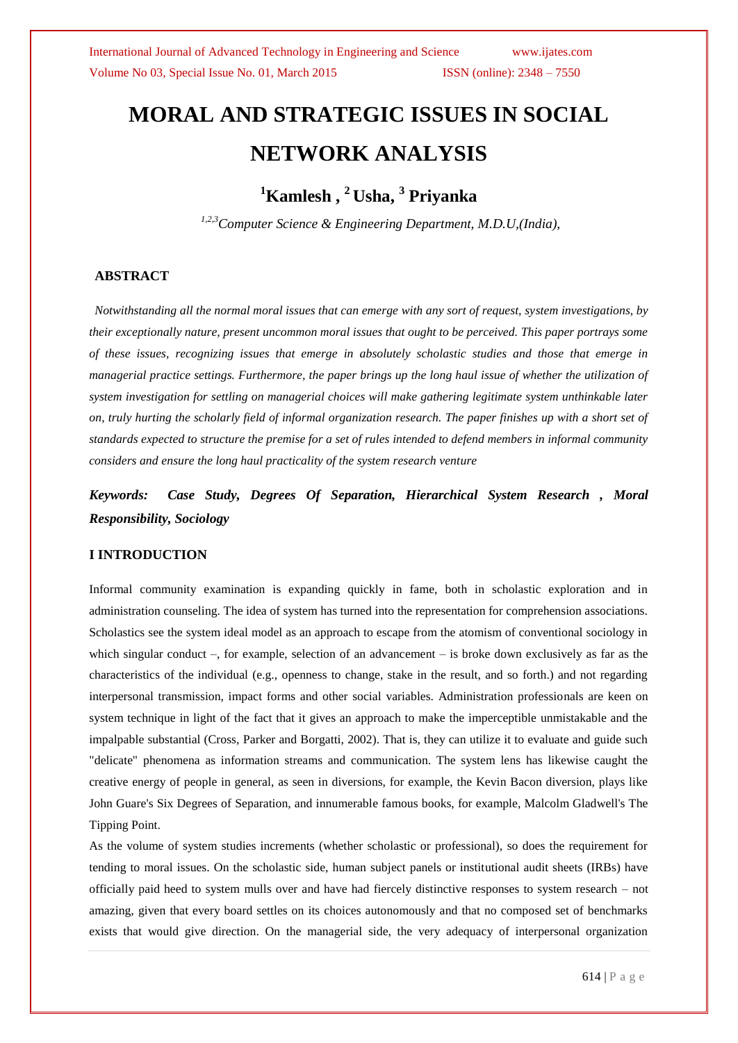# MORAL AND STRATEGIC ISSUES IN SOCIAL NETWORK ANALYSIS

## [1]Kamlesh , [2] Usha, [3] Priyanka

*[1,2,3]Computer Science & Engineering Department, M.D.U,(India),*

### ABSTRACT

*Notwithstanding all the normal moral issues that can emerge with any sort of request, system investigations, by their exceptionally nature, present uncommon moral issues that ought to be perceived. This paper portrays some of these issues, recognizing issues that emerge in absolutely scholastic studies and those that emerge in managerial practice settings. Furthermore, the paper brings up the long haul issue of whether the utilization of system investigation for settling on managerial choices will make gathering legitimate system unthinkable later on, truly hurting the scholarly field of informal organization research. The paper finishes up with a short set of standards expected to structure the premise for a set of rules intended to defend members in informal community considers and ensure the long haul practicality of the system research venture*

***Keywords: Case Study, Degrees Of Separation, Hierarchical System Research , Moral Responsibility, Sociology***

### I INTRODUCTION

Informal community examination is expanding quickly in fame, both in scholastic exploration and in administration counseling. The idea of system has turned into the representation for comprehension associations. Scholastics see the system ideal model as an approach to escape from the atomism of conventional sociology in which singular conduct –, for example, selection of an advancement – is broke down exclusively as far as the characteristics of the individual (e.g., openness to change, stake in the result, and so forth.) and not regarding interpersonal transmission, impact forms and other social variables. Administration professionals are keen on system technique in light of the fact that it gives an approach to make the imperceptible unmistakable and the impalpable substantial (Cross, Parker and Borgatti, 2002). That is, they can utilize it to evaluate and guide such "delicate" phenomena as information streams and communication. The system lens has likewise caught the creative energy of people in general, as seen in diversions, for example, the Kevin Bacon diversion, plays like John Guare's Six Degrees of Separation, and innumerable famous books, for example, Malcolm Gladwell's The Tipping Point.

As the volume of system studies increments (whether scholastic or professional), so does the requirement for tending to moral issues. On the scholastic side, human subject panels or institutional audit sheets (IRBs) have officially paid heed to system mulls over and have had fiercely distinctive responses to system research – not amazing, given that every board settles on its choices autonomously and that no composed set of benchmarks exists that would give direction. On the managerial side, the very adequacy of interpersonal organization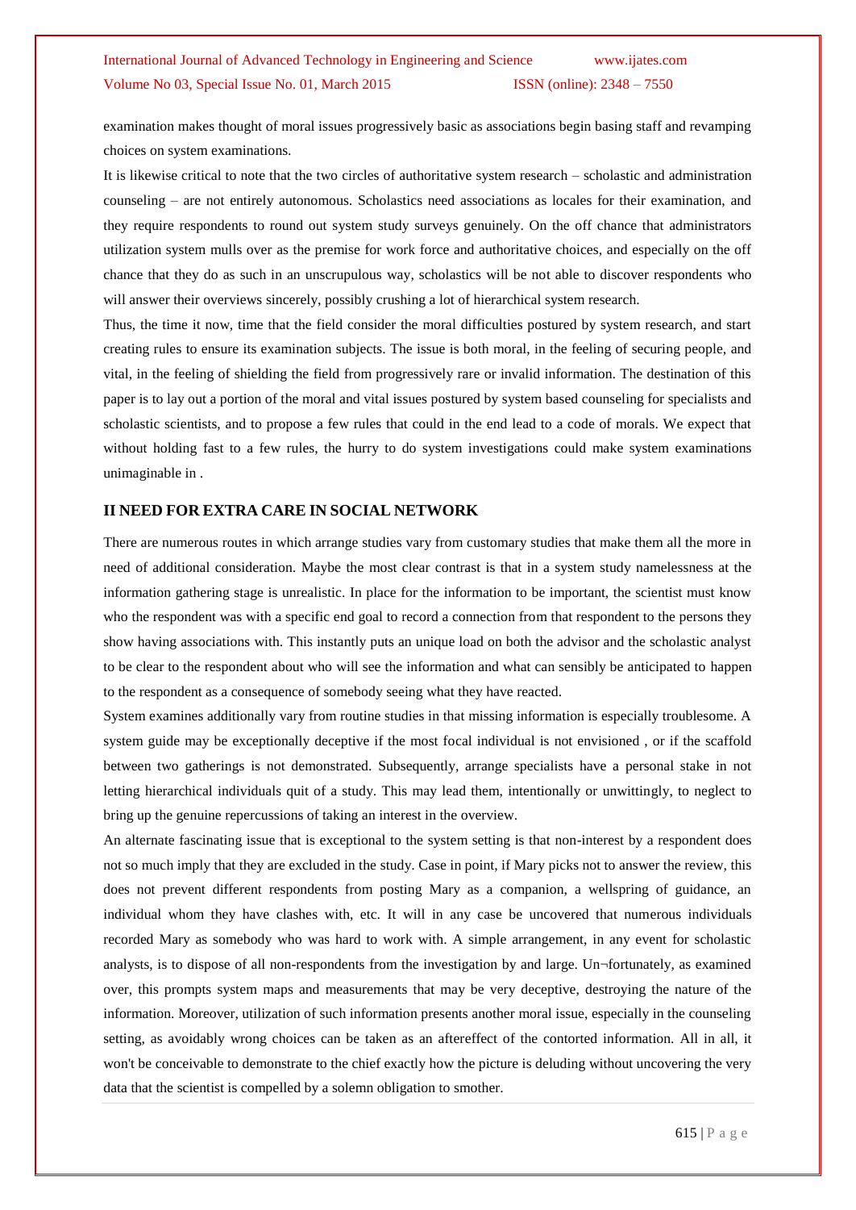examination makes thought of moral issues progressively basic as associations begin basing staff and revamping choices on system examinations.

It is likewise critical to note that the two circles of authoritative system research – scholastic and administration counseling – are not entirely autonomous. Scholastics need associations as locales for their examination, and they require respondents to round out system study surveys genuinely. On the off chance that administrators utilization system mulls over as the premise for work force and authoritative choices, and especially on the off chance that they do as such in an unscrupulous way, scholastics will be not able to discover respondents who will answer their overviews sincerely, possibly crushing a lot of hierarchical system research.

Thus, the time it now, time that the field consider the moral difficulties postured by system research, and start creating rules to ensure its examination subjects. The issue is both moral, in the feeling of securing people, and vital, in the feeling of shielding the field from progressively rare or invalid information. The destination of this paper is to lay out a portion of the moral and vital issues postured by system based counseling for specialists and scholastic scientists, and to propose a few rules that could in the end lead to a code of morals. We expect that without holding fast to a few rules, the hurry to do system investigations could make system examinations unimaginable in .

## II NEED FOR EXTRA CARE IN SOCIAL NETWORK

There are numerous routes in which arrange studies vary from customary studies that make them all the more in need of additional consideration. Maybe the most clear contrast is that in a system study namelessness at the information gathering stage is unrealistic. In place for the information to be important, the scientist must know who the respondent was with a specific end goal to record a connection from that respondent to the persons they show having associations with. This instantly puts an unique load on both the advisor and the scholastic analyst to be clear to the respondent about who will see the information and what can sensibly be anticipated to happen to the respondent as a consequence of somebody seeing what they have reacted.

System examines additionally vary from routine studies in that missing information is especially troublesome. A system guide may be exceptionally deceptive if the most focal individual is not envisioned , or if the scaffold between two gatherings is not demonstrated. Subsequently, arrange specialists have a personal stake in not letting hierarchical individuals quit of a study. This may lead them, intentionally or unwittingly, to neglect to bring up the genuine repercussions of taking an interest in the overview.

An alternate fascinating issue that is exceptional to the system setting is that non-interest by a respondent does not so much imply that they are excluded in the study. Case in point, if Mary picks not to answer the review, this does not prevent different respondents from posting Mary as a companion, a wellspring of guidance, an individual whom they have clashes with, etc. It will in any case be uncovered that numerous individuals recorded Mary as somebody who was hard to work with. A simple arrangement, in any event for scholastic analysts, is to dispose of all non-respondents from the investigation by and large. Un¬fortunately, as examined over, this prompts system maps and measurements that may be very deceptive, destroying the nature of the information. Moreover, utilization of such information presents another moral issue, especially in the counseling setting, as avoidably wrong choices can be taken as an aftereffect of the contorted information. All in all, it won't be conceivable to demonstrate to the chief exactly how the picture is deluding without uncovering the very data that the scientist is compelled by a solemn obligation to smother.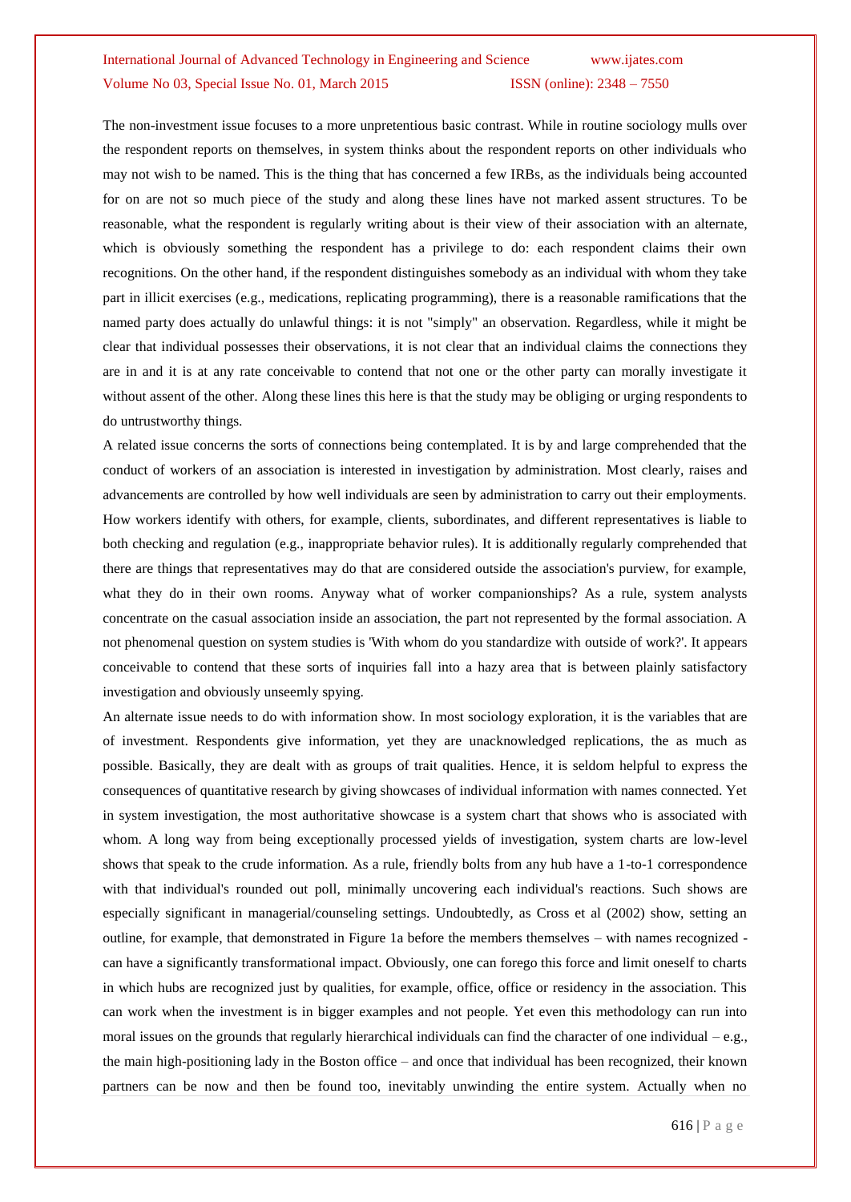The non-investment issue focuses to a more unpretentious basic contrast. While in routine sociology mulls over the respondent reports on themselves, in system thinks about the respondent reports on other individuals who may not wish to be named. This is the thing that has concerned a few IRBs, as the individuals being accounted for on are not so much piece of the study and along these lines have not marked assent structures. To be reasonable, what the respondent is regularly writing about is their view of their association with an alternate, which is obviously something the respondent has a privilege to do: each respondent claims their own recognitions. On the other hand, if the respondent distinguishes somebody as an individual with whom they take part in illicit exercises (e.g., medications, replicating programming), there is a reasonable ramifications that the named party does actually do unlawful things: it is not "simply" an observation. Regardless, while it might be clear that individual possesses their observations, it is not clear that an individual claims the connections they are in and it is at any rate conceivable to contend that not one or the other party can morally investigate it without assent of the other. Along these lines this here is that the study may be obliging or urging respondents to do untrustworthy things.

A related issue concerns the sorts of connections being contemplated. It is by and large comprehended that the conduct of workers of an association is interested in investigation by administration. Most clearly, raises and advancements are controlled by how well individuals are seen by administration to carry out their employments. How workers identify with others, for example, clients, subordinates, and different representatives is liable to both checking and regulation (e.g., inappropriate behavior rules). It is additionally regularly comprehended that there are things that representatives may do that are considered outside the association's purview, for example, what they do in their own rooms. Anyway what of worker companionships? As a rule, system analysts concentrate on the casual association inside an association, the part not represented by the formal association. A not phenomenal question on system studies is 'With whom do you standardize with outside of work?'. It appears conceivable to contend that these sorts of inquiries fall into a hazy area that is between plainly satisfactory investigation and obviously unseemly spying.

An alternate issue needs to do with information show. In most sociology exploration, it is the variables that are of investment. Respondents give information, yet they are unacknowledged replications, the as much as possible. Basically, they are dealt with as groups of trait qualities. Hence, it is seldom helpful to express the consequences of quantitative research by giving showcases of individual information with names connected. Yet in system investigation, the most authoritative showcase is a system chart that shows who is associated with whom. A long way from being exceptionally processed yields of investigation, system charts are low-level shows that speak to the crude information. As a rule, friendly bolts from any hub have a 1-to-1 correspondence with that individual's rounded out poll, minimally uncovering each individual's reactions. Such shows are especially significant in managerial/counseling settings. Undoubtedly, as Cross et al (2002) show, setting an outline, for example, that demonstrated in Figure 1a before the members themselves – with names recognized - can have a significantly transformational impact. Obviously, one can forego this force and limit oneself to charts in which hubs are recognized just by qualities, for example, office, office or residency in the association. This can work when the investment is in bigger examples and not people. Yet even this methodology can run into moral issues on the grounds that regularly hierarchical individuals can find the character of one individual – e.g., the main high-positioning lady in the Boston office – and once that individual has been recognized, their known partners can be now and then be found too, inevitably unwinding the entire system. Actually when no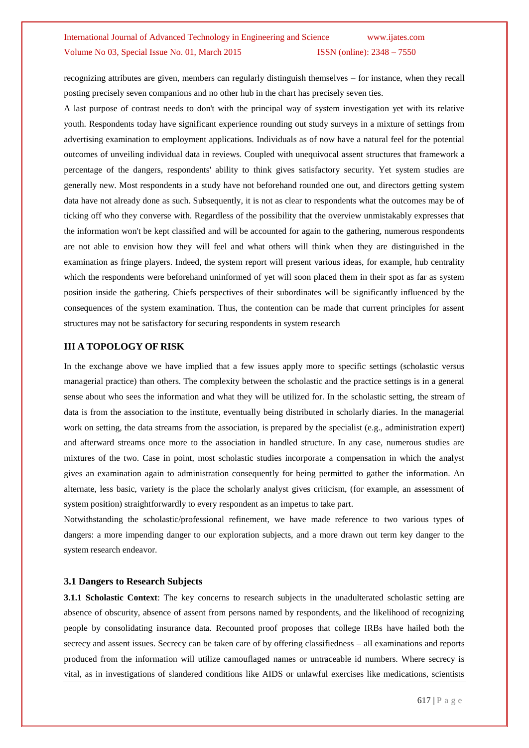recognizing attributes are given, members can regularly distinguish themselves – for instance, when they recall posting precisely seven companions and no other hub in the chart has precisely seven ties.

A last purpose of contrast needs to don't with the principal way of system investigation yet with its relative youth. Respondents today have significant experience rounding out study surveys in a mixture of settings from advertising examination to employment applications. Individuals as of now have a natural feel for the potential outcomes of unveiling individual data in reviews. Coupled with unequivocal assent structures that framework a percentage of the dangers, respondents' ability to think gives satisfactory security. Yet system studies are generally new. Most respondents in a study have not beforehand rounded one out, and directors getting system data have not already done as such. Subsequently, it is not as clear to respondents what the outcomes may be of ticking off who they converse with. Regardless of the possibility that the overview unmistakably expresses that the information won't be kept classified and will be accounted for again to the gathering, numerous respondents are not able to envision how they will feel and what others will think when they are distinguished in the examination as fringe players. Indeed, the system report will present various ideas, for example, hub centrality which the respondents were beforehand uninformed of yet will soon placed them in their spot as far as system position inside the gathering. Chiefs perspectives of their subordinates will be significantly influenced by the consequences of the system examination. Thus, the contention can be made that current principles for assent structures may not be satisfactory for securing respondents in system research

## III A TOPOLOGY OF RISK

In the exchange above we have implied that a few issues apply more to specific settings (scholastic versus managerial practice) than others. The complexity between the scholastic and the practice settings is in a general sense about who sees the information and what they will be utilized for. In the scholastic setting, the stream of data is from the association to the institute, eventually being distributed in scholarly diaries. In the managerial work on setting, the data streams from the association, is prepared by the specialist (e.g., administration expert) and afterward streams once more to the association in handled structure. In any case, numerous studies are mixtures of the two. Case in point, most scholastic studies incorporate a compensation in which the analyst gives an examination again to administration consequently for being permitted to gather the information. An alternate, less basic, variety is the place the scholarly analyst gives criticism, (for example, an assessment of system position) straightforwardly to every respondent as an impetus to take part.

Notwithstanding the scholastic/professional refinement, we have made reference to two various types of dangers: a more impending danger to our exploration subjects, and a more drawn out term key danger to the system research endeavor.

### 3.1 Dangers to Research Subjects

**3.1.1 Scholastic Context**: The key concerns to research subjects in the unadulterated scholastic setting are absence of obscurity, absence of assent from persons named by respondents, and the likelihood of recognizing people by consolidating insurance data. Recounted proof proposes that college IRBs have hailed both the secrecy and assent issues. Secrecy can be taken care of by offering classifiedness – all examinations and reports produced from the information will utilize camouflaged names or untraceable id numbers. Where secrecy is vital, as in investigations of slandered conditions like AIDS or unlawful exercises like medications, scientists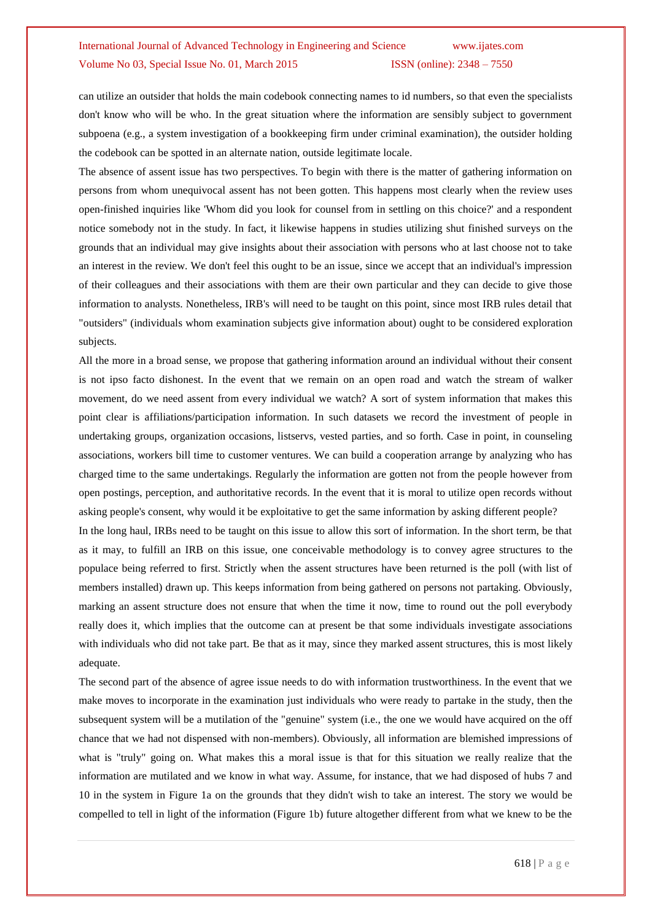can utilize an outsider that holds the main codebook connecting names to id numbers, so that even the specialists don't know who will be who. In the great situation where the information are sensibly subject to government subpoena (e.g., a system investigation of a bookkeeping firm under criminal examination), the outsider holding the codebook can be spotted in an alternate nation, outside legitimate locale.

The absence of assent issue has two perspectives. To begin with there is the matter of gathering information on persons from whom unequivocal assent has not been gotten. This happens most clearly when the review uses open-finished inquiries like 'Whom did you look for counsel from in settling on this choice?' and a respondent notice somebody not in the study. In fact, it likewise happens in studies utilizing shut finished surveys on the grounds that an individual may give insights about their association with persons who at last choose not to take an interest in the review. We don't feel this ought to be an issue, since we accept that an individual's impression of their colleagues and their associations with them are their own particular and they can decide to give those information to analysts. Nonetheless, IRB's will need to be taught on this point, since most IRB rules detail that "outsiders" (individuals whom examination subjects give information about) ought to be considered exploration subjects.

All the more in a broad sense, we propose that gathering information around an individual without their consent is not ipso facto dishonest. In the event that we remain on an open road and watch the stream of walker movement, do we need assent from every individual we watch? A sort of system information that makes this point clear is affiliations/participation information. In such datasets we record the investment of people in undertaking groups, organization occasions, listservs, vested parties, and so forth. Case in point, in counseling associations, workers bill time to customer ventures. We can build a cooperation arrange by analyzing who has charged time to the same undertakings. Regularly the information are gotten not from the people however from open postings, perception, and authoritative records. In the event that it is moral to utilize open records without asking people's consent, why would it be exploitative to get the same information by asking different people?

In the long haul, IRBs need to be taught on this issue to allow this sort of information. In the short term, be that as it may, to fulfill an IRB on this issue, one conceivable methodology is to convey agree structures to the populace being referred to first. Strictly when the assent structures have been returned is the poll (with list of members installed) drawn up. This keeps information from being gathered on persons not partaking. Obviously, marking an assent structure does not ensure that when the time it now, time to round out the poll everybody really does it, which implies that the outcome can at present be that some individuals investigate associations with individuals who did not take part. Be that as it may, since they marked assent structures, this is most likely adequate.

The second part of the absence of agree issue needs to do with information trustworthiness. In the event that we make moves to incorporate in the examination just individuals who were ready to partake in the study, then the subsequent system will be a mutilation of the "genuine" system (i.e., the one we would have acquired on the off chance that we had not dispensed with non-members). Obviously, all information are blemished impressions of what is "truly" going on. What makes this a moral issue is that for this situation we really realize that the information are mutilated and we know in what way. Assume, for instance, that we had disposed of hubs 7 and 10 in the system in Figure 1a on the grounds that they didn't wish to take an interest. The story we would be compelled to tell in light of the information (Figure 1b) future altogether different from what we knew to be the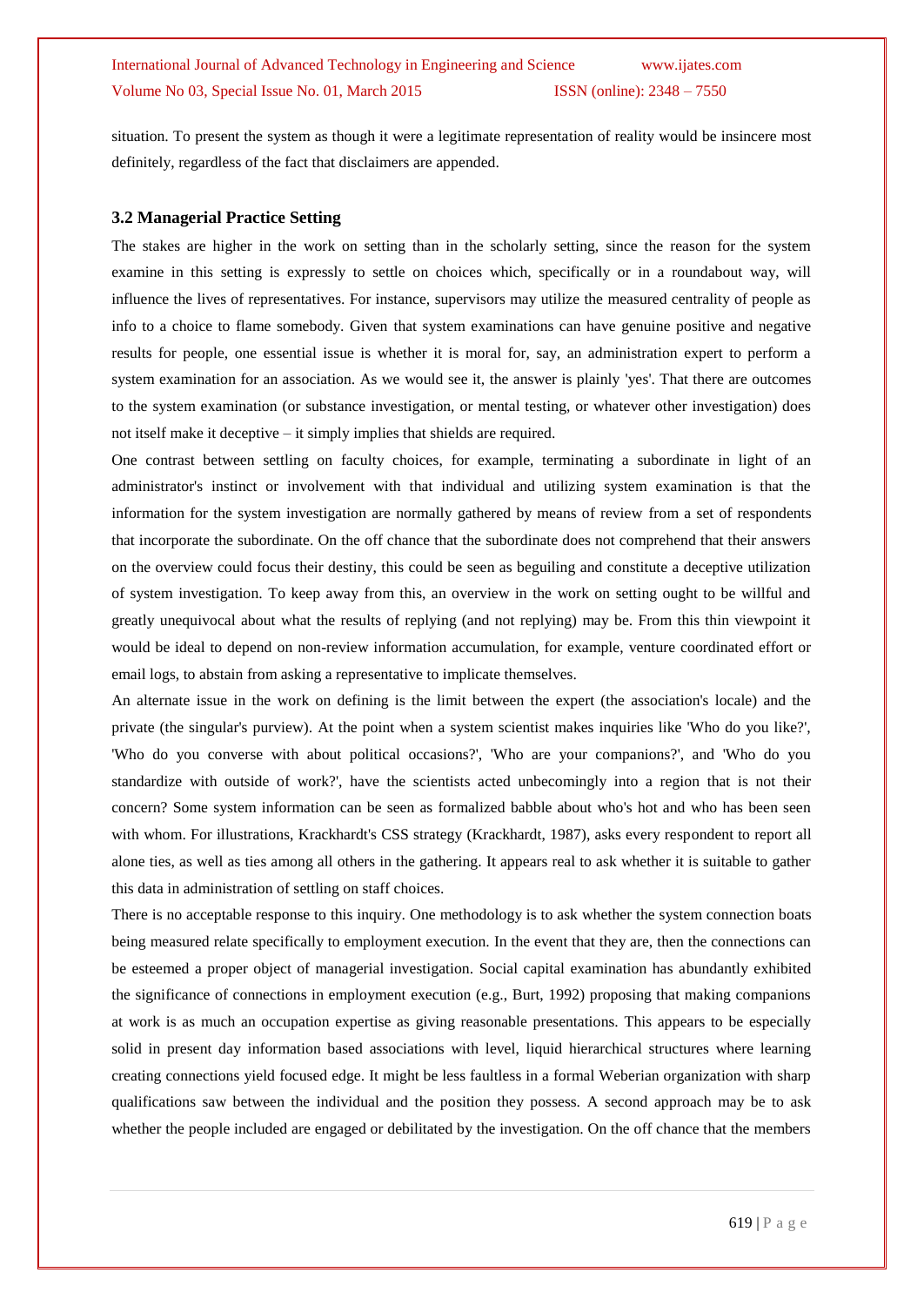situation. To present the system as though it were a legitimate representation of reality would be insincere most definitely, regardless of the fact that disclaimers are appended.

### 3.2 Managerial Practice Setting

The stakes are higher in the work on setting than in the scholarly setting, since the reason for the system examine in this setting is expressly to settle on choices which, specifically or in a roundabout way, will influence the lives of representatives. For instance, supervisors may utilize the measured centrality of people as info to a choice to flame somebody. Given that system examinations can have genuine positive and negative results for people, one essential issue is whether it is moral for, say, an administration expert to perform a system examination for an association. As we would see it, the answer is plainly 'yes'. That there are outcomes to the system examination (or substance investigation, or mental testing, or whatever other investigation) does not itself make it deceptive – it simply implies that shields are required.

One contrast between settling on faculty choices, for example, terminating a subordinate in light of an administrator's instinct or involvement with that individual and utilizing system examination is that the information for the system investigation are normally gathered by means of review from a set of respondents that incorporate the subordinate. On the off chance that the subordinate does not comprehend that their answers on the overview could focus their destiny, this could be seen as beguiling and constitute a deceptive utilization of system investigation. To keep away from this, an overview in the work on setting ought to be willful and greatly unequivocal about what the results of replying (and not replying) may be. From this thin viewpoint it would be ideal to depend on non-review information accumulation, for example, venture coordinated effort or email logs, to abstain from asking a representative to implicate themselves.

An alternate issue in the work on defining is the limit between the expert (the association's locale) and the private (the singular's purview). At the point when a system scientist makes inquiries like 'Who do you like?', 'Who do you converse with about political occasions?', 'Who are your companions?', and 'Who do you standardize with outside of work?', have the scientists acted unbecomingly into a region that is not their concern? Some system information can be seen as formalized babble about who's hot and who has been seen with whom. For illustrations, Krackhardt's CSS strategy (Krackhardt, 1987), asks every respondent to report all alone ties, as well as ties among all others in the gathering. It appears real to ask whether it is suitable to gather this data in administration of settling on staff choices.

There is no acceptable response to this inquiry. One methodology is to ask whether the system connection boats being measured relate specifically to employment execution. In the event that they are, then the connections can be esteemed a proper object of managerial investigation. Social capital examination has abundantly exhibited the significance of connections in employment execution (e.g., Burt, 1992) proposing that making companions at work is as much an occupation expertise as giving reasonable presentations. This appears to be especially solid in present day information based associations with level, liquid hierarchical structures where learning creating connections yield focused edge. It might be less faultless in a formal Weberian organization with sharp qualifications saw between the individual and the position they possess. A second approach may be to ask whether the people included are engaged or debilitated by the investigation. On the off chance that the members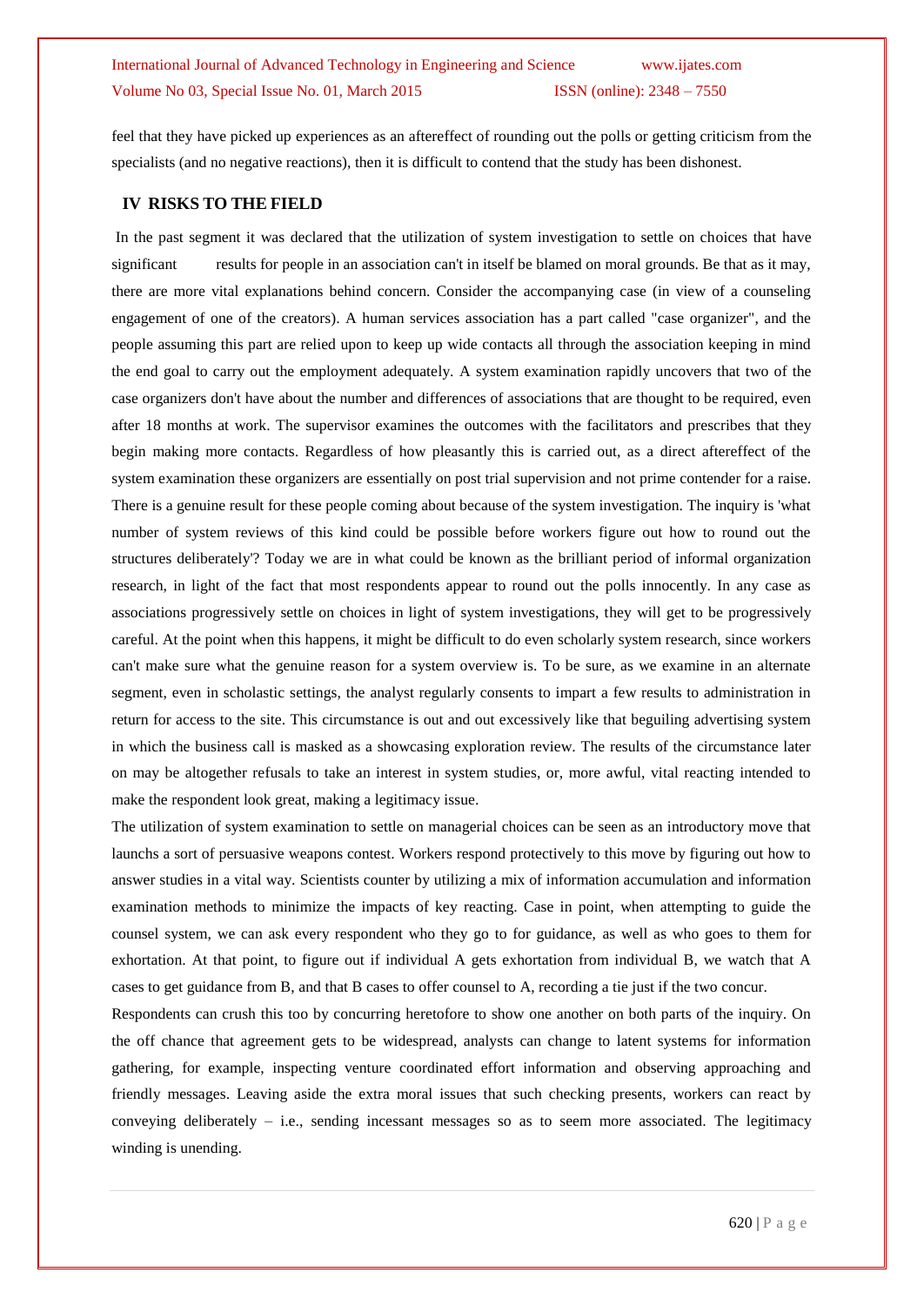feel that they have picked up experiences as an aftereffect of rounding out the polls or getting criticism from the specialists (and no negative reactions), then it is difficult to contend that the study has been dishonest.

## IV RISKS TO THE FIELD

In the past segment it was declared that the utilization of system investigation to settle on choices that have significant results for people in an association can't in itself be blamed on moral grounds. Be that as it may, there are more vital explanations behind concern. Consider the accompanying case (in view of a counseling engagement of one of the creators). A human services association has a part called "case organizer", and the people assuming this part are relied upon to keep up wide contacts all through the association keeping in mind the end goal to carry out the employment adequately. A system examination rapidly uncovers that two of the case organizers don't have about the number and differences of associations that are thought to be required, even after 18 months at work. The supervisor examines the outcomes with the facilitators and prescribes that they begin making more contacts. Regardless of how pleasantly this is carried out, as a direct aftereffect of the system examination these organizers are essentially on post trial supervision and not prime contender for a raise. There is a genuine result for these people coming about because of the system investigation. The inquiry is 'what number of system reviews of this kind could be possible before workers figure out how to round out the structures deliberately'? Today we are in what could be known as the brilliant period of informal organization research, in light of the fact that most respondents appear to round out the polls innocently. In any case as associations progressively settle on choices in light of system investigations, they will get to be progressively careful. At the point when this happens, it might be difficult to do even scholarly system research, since workers can't make sure what the genuine reason for a system overview is. To be sure, as we examine in an alternate segment, even in scholastic settings, the analyst regularly consents to impart a few results to administration in return for access to the site. This circumstance is out and out excessively like that beguiling advertising system in which the business call is masked as a showcasing exploration review. The results of the circumstance later on may be altogether refusals to take an interest in system studies, or, more awful, vital reacting intended to make the respondent look great, making a legitimacy issue.

The utilization of system examination to settle on managerial choices can be seen as an introductory move that launchs a sort of persuasive weapons contest. Workers respond protectively to this move by figuring out how to answer studies in a vital way. Scientists counter by utilizing a mix of information accumulation and information examination methods to minimize the impacts of key reacting. Case in point, when attempting to guide the counsel system, we can ask every respondent who they go to for guidance, as well as who goes to them for exhortation. At that point, to figure out if individual A gets exhortation from individual B, we watch that A cases to get guidance from B, and that B cases to offer counsel to A, recording a tie just if the two concur.

Respondents can crush this too by concurring heretofore to show one another on both parts of the inquiry. On the off chance that agreement gets to be widespread, analysts can change to latent systems for information gathering, for example, inspecting venture coordinated effort information and observing approaching and friendly messages. Leaving aside the extra moral issues that such checking presents, workers can react by conveying deliberately – i.e., sending incessant messages so as to seem more associated. The legitimacy winding is unending.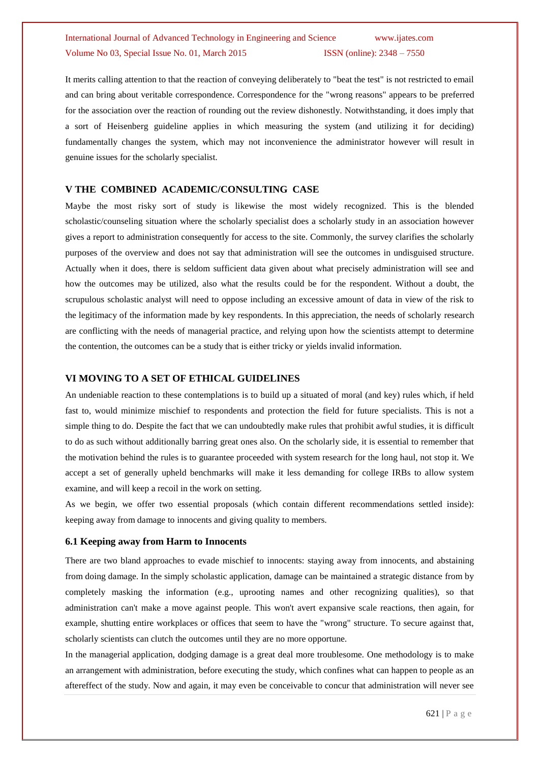It merits calling attention to that the reaction of conveying deliberately to "beat the test" is not restricted to email and can bring about veritable correspondence. Correspondence for the "wrong reasons" appears to be preferred for the association over the reaction of rounding out the review dishonestly. Notwithstanding, it does imply that a sort of Heisenberg guideline applies in which measuring the system (and utilizing it for deciding) fundamentally changes the system, which may not inconvenience the administrator however will result in genuine issues for the scholarly specialist.

## V THE COMBINED ACADEMIC/CONSULTING CASE

Maybe the most risky sort of study is likewise the most widely recognized. This is the blended scholastic/counseling situation where the scholarly specialist does a scholarly study in an association however gives a report to administration consequently for access to the site. Commonly, the survey clarifies the scholarly purposes of the overview and does not say that administration will see the outcomes in undisguised structure. Actually when it does, there is seldom sufficient data given about what precisely administration will see and how the outcomes may be utilized, also what the results could be for the respondent. Without a doubt, the scrupulous scholastic analyst will need to oppose including an excessive amount of data in view of the risk to the legitimacy of the information made by key respondents. In this appreciation, the needs of scholarly research are conflicting with the needs of managerial practice, and relying upon how the scientists attempt to determine the contention, the outcomes can be a study that is either tricky or yields invalid information.

## VI MOVING TO A SET OF ETHICAL GUIDELINES

An undeniable reaction to these contemplations is to build up a situated of moral (and key) rules which, if held fast to, would minimize mischief to respondents and protection the field for future specialists. This is not a simple thing to do. Despite the fact that we can undoubtedly make rules that prohibit awful studies, it is difficult to do as such without additionally barring great ones also. On the scholarly side, it is essential to remember that the motivation behind the rules is to guarantee proceeded with system research for the long haul, not stop it. We accept a set of generally upheld benchmarks will make it less demanding for college IRBs to allow system examine, and will keep a recoil in the work on setting.

As we begin, we offer two essential proposals (which contain different recommendations settled inside): keeping away from damage to innocents and giving quality to members.

### 6.1 Keeping away from Harm to Innocents

There are two bland approaches to evade mischief to innocents: staying away from innocents, and abstaining from doing damage. In the simply scholastic application, damage can be maintained a strategic distance from by completely masking the information (e.g., uprooting names and other recognizing qualities), so that administration can't make a move against people. This won't avert expansive scale reactions, then again, for example, shutting entire workplaces or offices that seem to have the "wrong" structure. To secure against that, scholarly scientists can clutch the outcomes until they are no more opportune.

In the managerial application, dodging damage is a great deal more troublesome. One methodology is to make an arrangement with administration, before executing the study, which confines what can happen to people as an aftereffect of the study. Now and again, it may even be conceivable to concur that administration will never see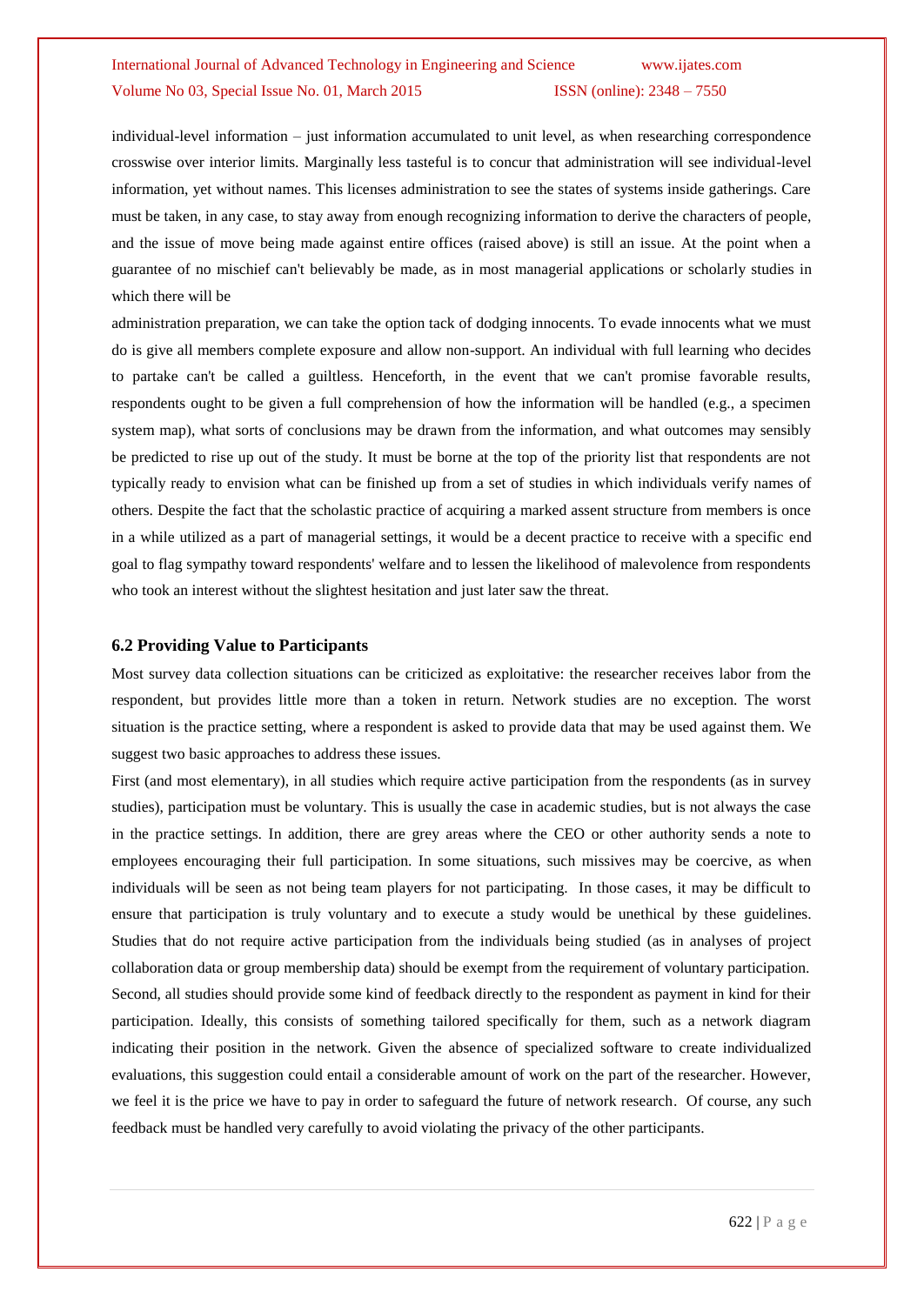individual-level information – just information accumulated to unit level, as when researching correspondence crosswise over interior limits. Marginally less tasteful is to concur that administration will see individual-level information, yet without names. This licenses administration to see the states of systems inside gatherings. Care must be taken, in any case, to stay away from enough recognizing information to derive the characters of people, and the issue of move being made against entire offices (raised above) is still an issue. At the point when a guarantee of no mischief can't believably be made, as in most managerial applications or scholarly studies in which there will be

administration preparation, we can take the option tack of dodging innocents. To evade innocents what we must do is give all members complete exposure and allow non-support. An individual with full learning who decides to partake can't be called a guiltless. Henceforth, in the event that we can't promise favorable results, respondents ought to be given a full comprehension of how the information will be handled (e.g., a specimen system map), what sorts of conclusions may be drawn from the information, and what outcomes may sensibly be predicted to rise up out of the study. It must be borne at the top of the priority list that respondents are not typically ready to envision what can be finished up from a set of studies in which individuals verify names of others. Despite the fact that the scholastic practice of acquiring a marked assent structure from members is once in a while utilized as a part of managerial settings, it would be a decent practice to receive with a specific end goal to flag sympathy toward respondents' welfare and to lessen the likelihood of malevolence from respondents who took an interest without the slightest hesitation and just later saw the threat.

### 6.2 Providing Value to Participants

Most survey data collection situations can be criticized as exploitative: the researcher receives labor from the respondent, but provides little more than a token in return. Network studies are no exception. The worst situation is the practice setting, where a respondent is asked to provide data that may be used against them. We suggest two basic approaches to address these issues.

First (and most elementary), in all studies which require active participation from the respondents (as in survey studies), participation must be voluntary. This is usually the case in academic studies, but is not always the case in the practice settings. In addition, there are grey areas where the CEO or other authority sends a note to employees encouraging their full participation. In some situations, such missives may be coercive, as when individuals will be seen as not being team players for not participating. In those cases, it may be difficult to ensure that participation is truly voluntary and to execute a study would be unethical by these guidelines. Studies that do not require active participation from the individuals being studied (as in analyses of project collaboration data or group membership data) should be exempt from the requirement of voluntary participation. Second, all studies should provide some kind of feedback directly to the respondent as payment in kind for their participation. Ideally, this consists of something tailored specifically for them, such as a network diagram indicating their position in the network. Given the absence of specialized software to create individualized evaluations, this suggestion could entail a considerable amount of work on the part of the researcher. However, we feel it is the price we have to pay in order to safeguard the future of network research. Of course, any such feedback must be handled very carefully to avoid violating the privacy of the other participants.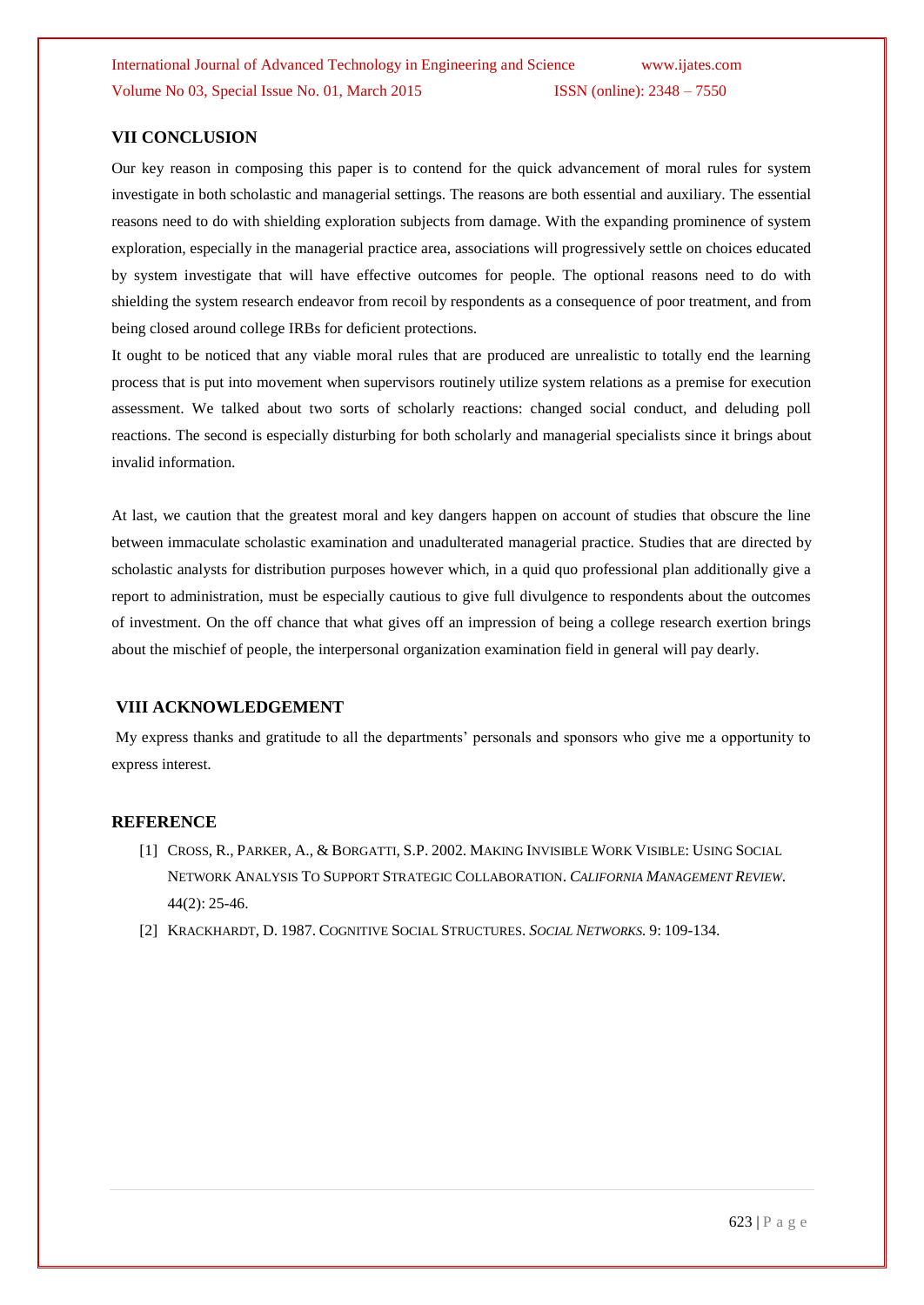## VII CONCLUSION

Our key reason in composing this paper is to contend for the quick advancement of moral rules for system investigate in both scholastic and managerial settings. The reasons are both essential and auxiliary. The essential reasons need to do with shielding exploration subjects from damage. With the expanding prominence of system exploration, especially in the managerial practice area, associations will progressively settle on choices educated by system investigate that will have effective outcomes for people. The optional reasons need to do with shielding the system research endeavor from recoil by respondents as a consequence of poor treatment, and from being closed around college IRBs for deficient protections.

It ought to be noticed that any viable moral rules that are produced are unrealistic to totally end the learning process that is put into movement when supervisors routinely utilize system relations as a premise for execution assessment. We talked about two sorts of scholarly reactions: changed social conduct, and deluding poll reactions. The second is especially disturbing for both scholarly and managerial specialists since it brings about invalid information.

At last, we caution that the greatest moral and key dangers happen on account of studies that obscure the line between immaculate scholastic examination and unadulterated managerial practice. Studies that are directed by scholastic analysts for distribution purposes however which, in a quid quo professional plan additionally give a report to administration, must be especially cautious to give full divulgence to respondents about the outcomes of investment. On the off chance that what gives off an impression of being a college research exertion brings about the mischief of people, the interpersonal organization examination field in general will pay dearly.

## VIII ACKNOWLEDGEMENT

My express thanks and gratitude to all the departments' personals and sponsors who give me a opportunity to express interest.

## REFERENCE

[1] Cross, R., Parker, A., & Borgatti, S.P. 2002. Making Invisible Work Visible: Using Social Network Analysis To Support Strategic Collaboration. *California Management Review*. 44(2): 25-46.

[2] Krackhardt, D. 1987. Cognitive Social Structures. *Social Networks.* 9: 109-134.